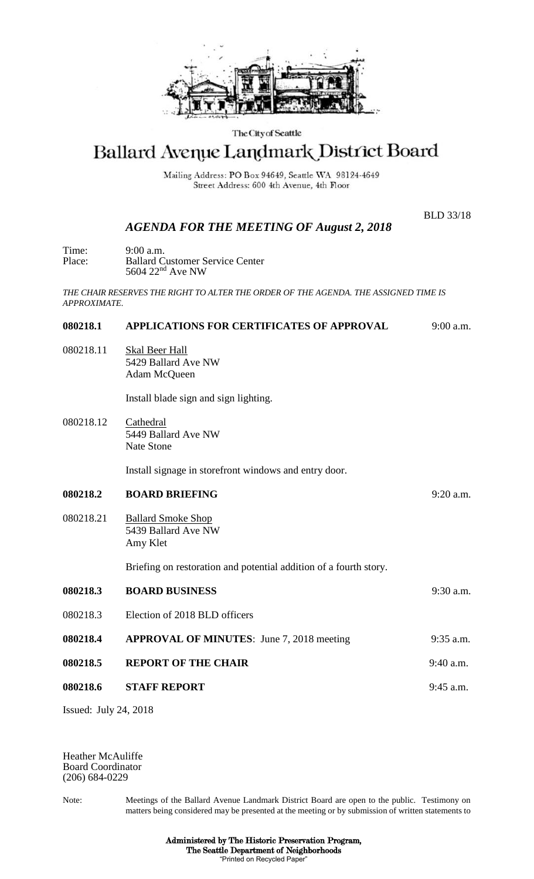The City of Seattle

# Ballard Avenue Landmark District Board

Mailing Address: PO Box 94649, Seattle WA 98124-4649
Street Address: 600 4th Avenue, 4th Floor

BLD 33/18

## *AGENDA FOR THE MEETING OF August 2, 2018*

Time: 9:00 a.m.
Place: Ballard Customer Service Center
5604 22nd Ave NW

*THE CHAIR RESERVES THE RIGHT TO ALTER THE ORDER OF THE AGENDA. THE ASSIGNED TIME IS APPROXIMATE.*

**080218.1 APPLICATIONS FOR CERTIFICATES OF APPROVAL** 9:00 a.m.

080218.11 Skal Beer Hall
5429 Ballard Ave NW
Adam McQueen

Install blade sign and sign lighting.

080218.12 Cathedral
5449 Ballard Ave NW
Nate Stone

Install signage in storefront windows and entry door.

**080218.2 BOARD BRIEFING** 9:20 a.m.

080218.21 Ballard Smoke Shop
5439 Ballard Ave NW
Amy Klet

Briefing on restoration and potential addition of a fourth story.

**080218.3 BOARD BUSINESS** 9:30 a.m.

080218.3 Election of 2018 BLD officers

**080218.4 APPROVAL OF MINUTES**: June 7, 2018 meeting 9:35 a.m.

**080218.5 REPORT OF THE CHAIR** 9:40 a.m.

**080218.6 STAFF REPORT** 9:45 a.m.

Issued: July 24, 2018

Heather McAuliffe
Board Coordinator
(206) 684-0229

Note: Meetings of the Ballard Avenue Landmark District Board are open to the public. Testimony on matters being considered may be presented at the meeting or by submission of written statements to

**Administered by The Historic Preservation Program, The Seattle Department of Neighborhoods**
"Printed on Recycled Paper"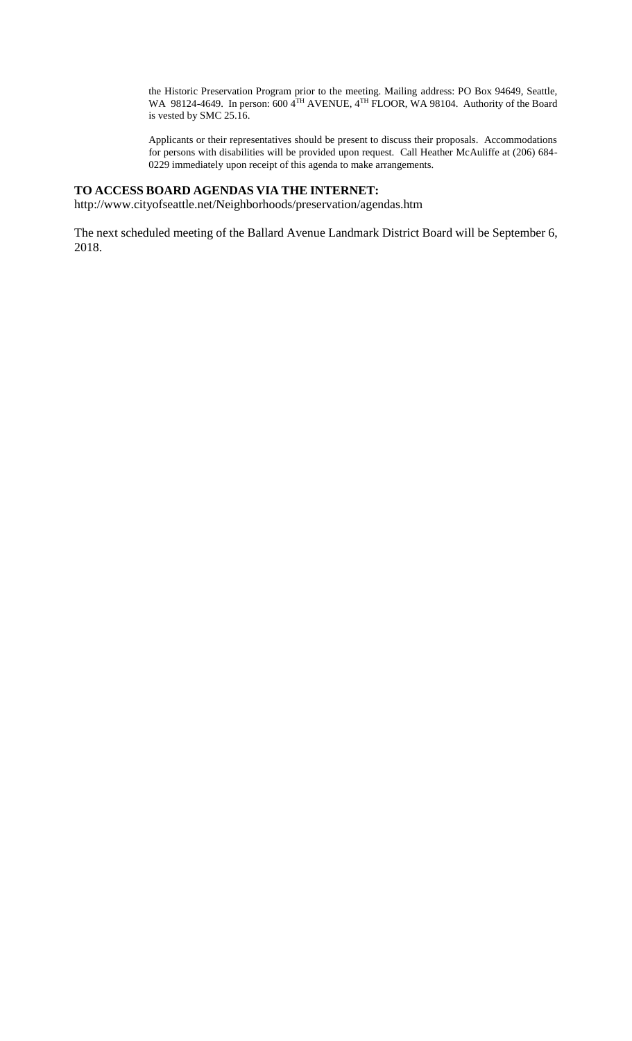the Historic Preservation Program prior to the meeting. Mailing address: PO Box 94649, Seattle, WA 98124-4649. In person: 600 4TH AVENUE, 4TH FLOOR, WA 98104. Authority of the Board is vested by SMC 25.16.

Applicants or their representatives should be present to discuss their proposals. Accommodations for persons with disabilities will be provided upon request. Call Heather McAuliffe at (206) 684-0229 immediately upon receipt of this agenda to make arrangements.

**TO ACCESS BOARD AGENDAS VIA THE INTERNET:**
http://www.cityofseattle.net/Neighborhoods/preservation/agendas.htm

The next scheduled meeting of the Ballard Avenue Landmark District Board will be September 6, 2018.